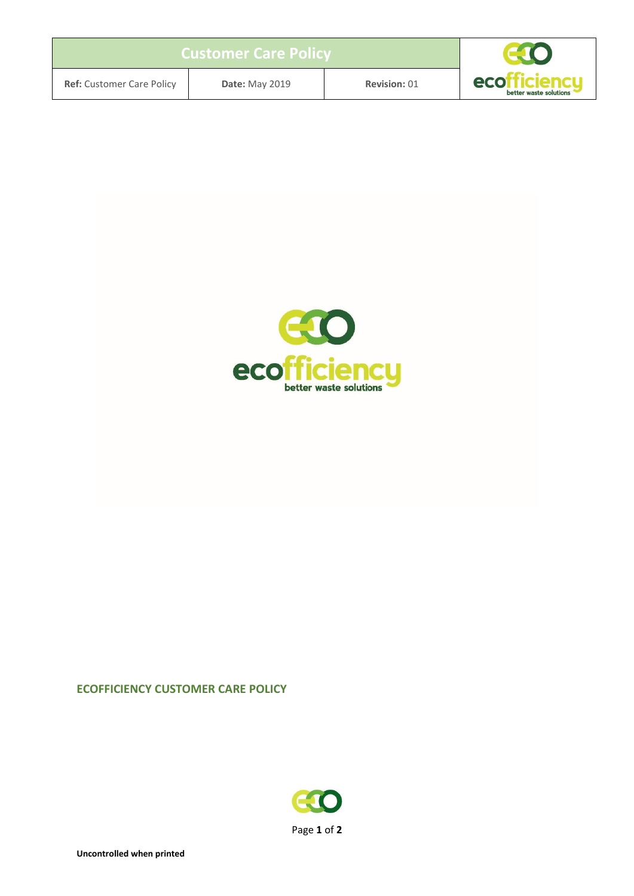| Customer Care Policy | | |
| --- | --- | --- |
| **Ref:** Customer Care Policy | **Date:** May 2019 | **Revision:** 01 |

## ECOFFICIENCY CUSTOMER CARE POLICY

**Uncontrolled when printed**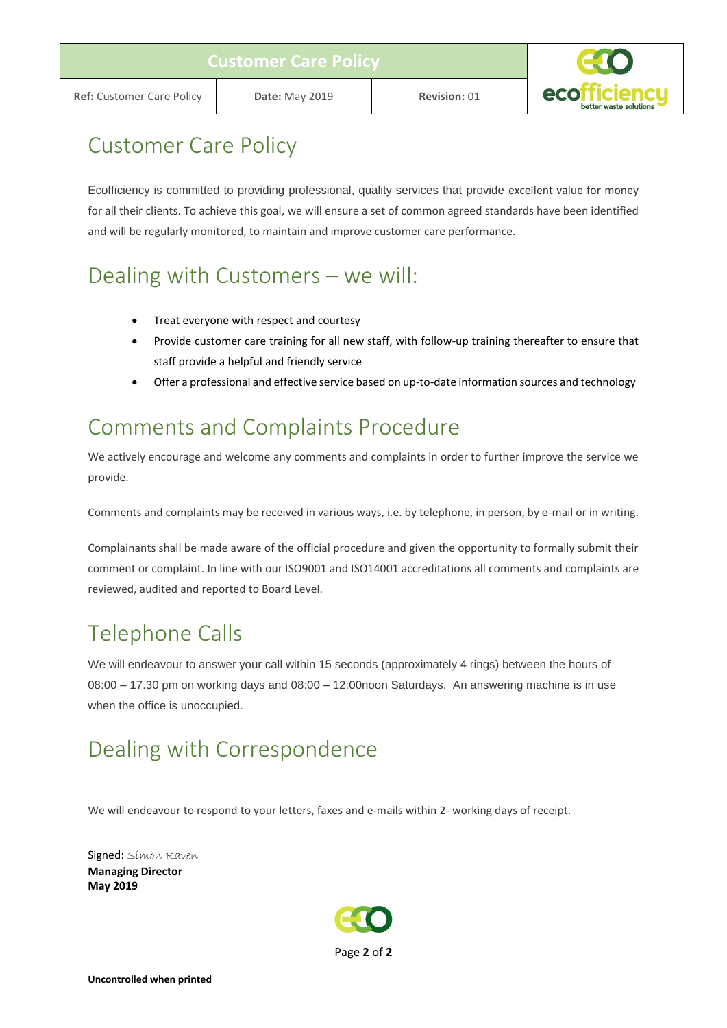# Customer Care Policy

Ecofficiency is committed to providing professional, quality services that provide excellent value for money for all their clients. To achieve this goal, we will ensure a set of common agreed standards have been identified and will be regularly monitored, to maintain and improve customer care performance.

# Dealing with Customers – we will:

- Treat everyone with respect and courtesy
- Provide customer care training for all new staff, with follow-up training thereafter to ensure that staff provide a helpful and friendly service
- Offer a professional and effective service based on up-to-date information sources and technology

# Comments and Complaints Procedure

We actively encourage and welcome any comments and complaints in order to further improve the service we provide.

Comments and complaints may be received in various ways, i.e. by telephone, in person, by e-mail or in writing.

Complainants shall be made aware of the official procedure and given the opportunity to formally submit their comment or complaint. In line with our ISO9001 and ISO14001 accreditations all comments and complaints are reviewed, audited and reported to Board Level.

# Telephone Calls

We will endeavour to answer your call within 15 seconds (approximately 4 rings) between the hours of 08:00 – 17.30 pm on working days and 08:00 – 12:00noon Saturdays. An answering machine is in use when the office is unoccupied.

# Dealing with Correspondence

We will endeavour to respond to your letters, faxes and e-mails within 2- working days of receipt.

Signed: *Simon Raven*
**Managing Director**
**May 2019**

**Uncontrolled when printed**